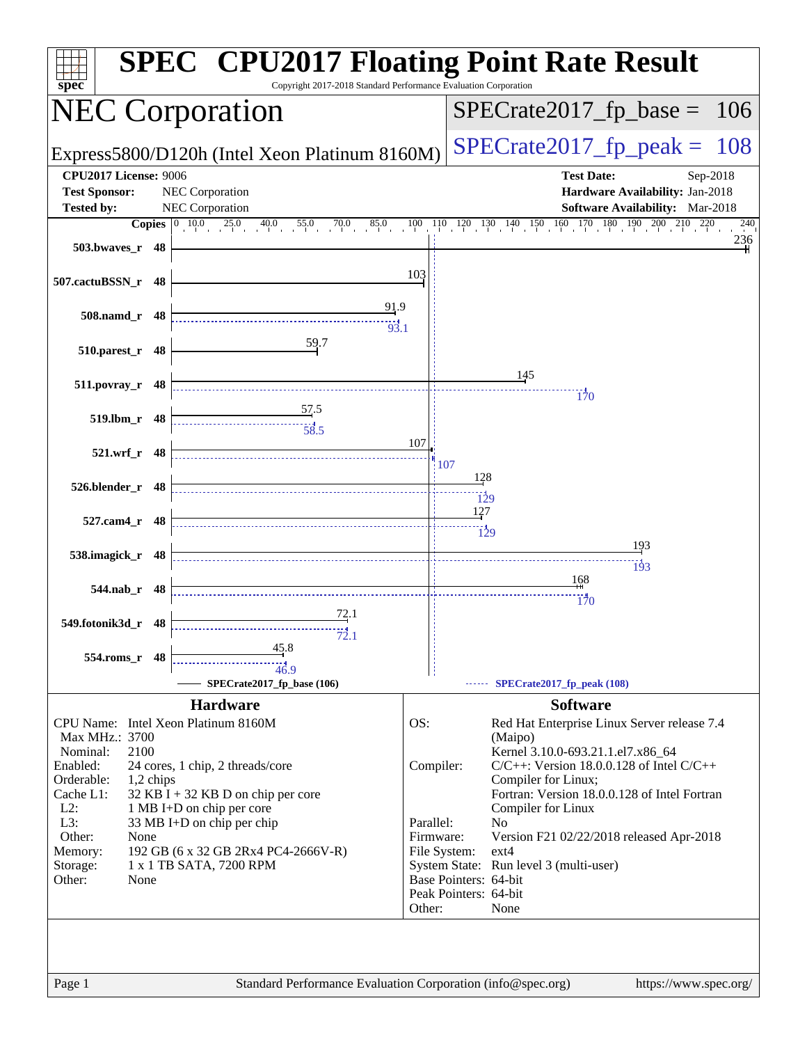# SPEC CPU2017 Floating Point Rate Result

Copyright 2017-2018 Standard Performance Evaluation Corporation

## NEC Corporation

Express5800/D120h (Intel Xeon Platinum 8160M)

SPECrate2017_fp_base = 106

SPECrate2017_fp_peak = 108

**CPU2017 License:** 9006
**Test Sponsor:** NEC Corporation
**Tested by:** NEC Corporation

**Test Date:** Sep-2018
**Hardware Availability:** Jan-2018
**Software Availability:** Mar-2018

| Benchmark | Copies | Base | Peak |
|---|---|---|---|
| 503.bwaves_r | 48 | 236 | |
| 507.cactuBSSN_r | 48 | 103 | |
| 508.namd_r | 48 | 91.9 | 93.1 |
| 510.parest_r | 48 | 59.7 | |
| 511.povray_r | 48 | 145 | 170 |
| 519.lbm_r | 48 | 57.5 | 58.5 |
| 521.wrf_r | 48 | 107 | 107 |
| 526.blender_r | 48 | 128 | 129 |
| 527.cam4_r | 48 | 127 | 129 |
| 538.imagick_r | 48 | 193 | 193 |
| 544.nab_r | 48 | 168 | 170 |
| 549.fotonik3d_r | 48 | 72.1 | 72.1 |
| 554.roms_r | 48 | 45.8 | 46.9 |

SPECrate2017_fp_base (106) ------ SPECrate2017_fp_peak (108)

## Hardware

| | |
|---|---|
| CPU Name: | Intel Xeon Platinum 8160M |
| Max MHz.: | 3700 |
| Nominal: | 2100 |
| Enabled: | 24 cores, 1 chip, 2 threads/core |
| Orderable: | 1,2 chips |
| Cache L1: | 32 KB I + 32 KB D on chip per core |
| L2: | 1 MB I+D on chip per core |
| L3: | 33 MB I+D on chip per chip |
| Other: | None |
| Memory: | 192 GB (6 x 32 GB 2Rx4 PC4-2666V-R) |
| Storage: | 1 x 1 TB SATA, 7200 RPM |
| Other: | None |

## Software

| | |
|---|---|
| OS: | Red Hat Enterprise Linux Server release 7.4 (Maipo) Kernel 3.10.0-693.21.1.el7.x86_64 |
| Compiler: | C/C++: Version 18.0.0.128 of Intel C/C++ Compiler for Linux; Fortran: Version 18.0.0.128 of Intel Fortran Compiler for Linux |
| Parallel: | No |
| Firmware: | Version F21 02/22/2018 released Apr-2018 |
| File System: | ext4 |
| System State: | Run level 3 (multi-user) |
| Base Pointers: | 64-bit |
| Peak Pointers: | 64-bit |
| Other: | None |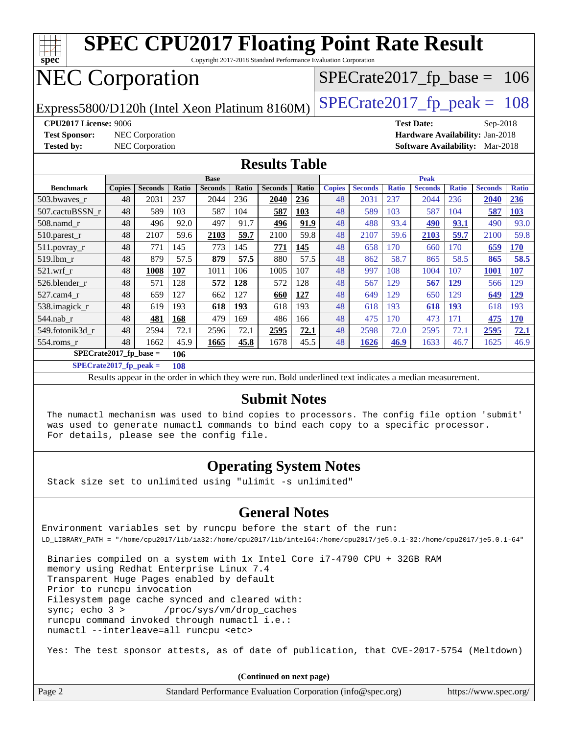# SPEC CPU2017 Floating Point Rate Result

Copyright 2017-2018 Standard Performance Evaluation Corporation

# NEC Corporation

Express5800/D120h (Intel Xeon Platinum 8160M)

SPECrate2017_fp_base = 106

SPECrate2017_fp_peak = 108

**CPU2017 License:** 9006
**Test Sponsor:** NEC Corporation
**Tested by:** NEC Corporation

**Test Date:** Sep-2018
**Hardware Availability:** Jan-2018
**Software Availability:** Mar-2018

## Results Table

| Benchmark | Base | | | | | | | Peak | | | | | | |
|---|---|---|---|---|---|---|---|---|---|---|---|---|---|---|
| | Copies | Seconds | Ratio | Seconds | Ratio | Seconds | Ratio | Copies | Seconds | Ratio | Seconds | Ratio | Seconds | Ratio |
| 503.bwaves_r | 48 | 2031 | 237 | 2044 | 236 | **2040** | **236** | 48 | 2031 | 237 | 2044 | 236 | **2040** | **236** |
| 507.cactuBSSN_r | 48 | 589 | 103 | 587 | 104 | **587** | **103** | 48 | 589 | 103 | 587 | 104 | **587** | **103** |
| 508.namd_r | 48 | 496 | 92.0 | 497 | 91.7 | **496** | **91.9** | 48 | 488 | 93.4 | **490** | **93.1** | 490 | 93.0 |
| 510.parest_r | 48 | 2107 | 59.6 | **2103** | **59.7** | 2100 | 59.8 | 48 | 2107 | 59.6 | **2103** | **59.7** | 2100 | 59.8 |
| 511.povray_r | 48 | 771 | 145 | 773 | 145 | **771** | **145** | 48 | 658 | 170 | 660 | 170 | **659** | **170** |
| 519.lbm_r | 48 | 879 | 57.5 | **879** | **57.5** | 880 | 57.5 | 48 | 862 | 58.7 | 865 | 58.5 | **865** | **58.5** |
| 521.wrf_r | 48 | **1008** | **107** | 1011 | 106 | 1005 | 107 | 48 | 997 | 108 | 1004 | 107 | **1001** | **107** |
| 526.blender_r | 48 | 571 | 128 | **572** | **128** | 572 | 128 | 48 | 567 | 129 | **567** | **129** | 566 | 129 |
| 527.cam4_r | 48 | 659 | 127 | 662 | 127 | **660** | **127** | 48 | 649 | 129 | 650 | 129 | **649** | **129** |
| 538.imagick_r | 48 | 619 | 193 | **618** | **193** | 618 | 193 | 48 | 618 | 193 | **618** | **193** | 618 | 193 |
| 544.nab_r | 48 | **481** | **168** | 479 | 169 | 486 | 166 | 48 | 475 | 170 | 473 | 171 | **475** | **170** |
| 549.fotonik3d_r | 48 | 2594 | 72.1 | 2596 | 72.1 | **2595** | **72.1** | 48 | 2598 | 72.0 | 2595 | 72.1 | **2595** | **72.1** |
| 554.roms_r | 48 | 1662 | 45.9 | **1665** | **45.8** | 1678 | 45.5 | 48 | **1626** | **46.9** | 1633 | 46.7 | 1625 | 46.9 |

**SPECrate2017_fp_base = 106**

**SPECrate2017_fp_peak = 108**

Results appear in the order in which they were run. Bold underlined text indicates a median measurement.

## Submit Notes

The numactl mechanism was used to bind copies to processors. The config file option 'submit' was used to generate numactl commands to bind each copy to a specific processor. For details, please see the config file.

## Operating System Notes

Stack size set to unlimited using "ulimit -s unlimited"

## General Notes

Environment variables set by runcpu before the start of the run:
LD_LIBRARY_PATH = "/home/cpu2017/lib/ia32:/home/cpu2017/lib/intel64:/home/cpu2017/je5.0.1-32:/home/cpu2017/je5.0.1-64"

Binaries compiled on a system with 1x Intel Core i7-4790 CPU + 32GB RAM memory using Redhat Enterprise Linux 7.4
Transparent Huge Pages enabled by default
Prior to runcpu invocation
Filesystem page cache synced and cleared with:
sync; echo 3 > /proc/sys/vm/drop_caches
runcpu command invoked through numactl i.e.:
numactl --interleave=all runcpu <etc>

Yes: The test sponsor attests, as of date of publication, that CVE-2017-5754 (Meltdown)

**(Continued on next page)**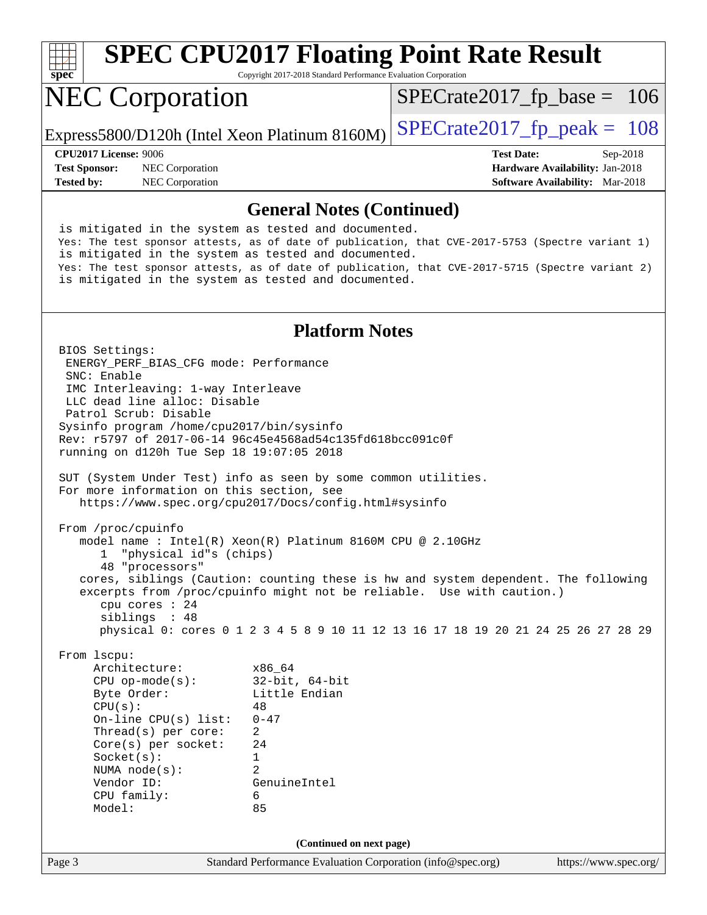## General Notes (Continued)

```
is mitigated in the system as tested and documented.
Yes: The test sponsor attests, as of date of publication, that CVE-2017-5753 (Spectre variant 1)
is mitigated in the system as tested and documented.
Yes: The test sponsor attests, as of date of publication, that CVE-2017-5715 (Spectre variant 2)
is mitigated in the system as tested and documented.
```

## Platform Notes

```
BIOS Settings:
 ENERGY_PERF_BIAS_CFG mode: Performance
 SNC: Enable
 IMC Interleaving: 1-way Interleave
 LLC dead line alloc: Disable
 Patrol Scrub: Disable
Sysinfo program /home/cpu2017/bin/sysinfo
Rev: r5797 of 2017-06-14 96c45e4568ad54c135fd618bcc091c0f
running on d120h Tue Sep 18 19:07:05 2018

SUT (System Under Test) info as seen by some common utilities.
For more information on this section, see
   https://www.spec.org/cpu2017/Docs/config.html#sysinfo

From /proc/cpuinfo
   model name : Intel(R) Xeon(R) Platinum 8160M CPU @ 2.10GHz
      1  "physical id"s (chips)
      48 "processors"
   cores, siblings (Caution: counting these is hw and system dependent. The following
   excerpts from /proc/cpuinfo might not be reliable.  Use with caution.)
      cpu cores : 24
      siblings  : 48
      physical 0: cores 0 1 2 3 4 5 8 9 10 11 12 13 16 17 18 19 20 21 24 25 26 27 28 29

From lscpu:
     Architecture:          x86_64
     CPU op-mode(s):        32-bit, 64-bit
     Byte Order:            Little Endian
     CPU(s):                48
     On-line CPU(s) list:   0-47
     Thread(s) per core:    2
     Core(s) per socket:    24
     Socket(s):             1
     NUMA node(s):          2
     Vendor ID:             GenuineIntel
     CPU family:            6
     Model:                 85
```

(Continued on next page)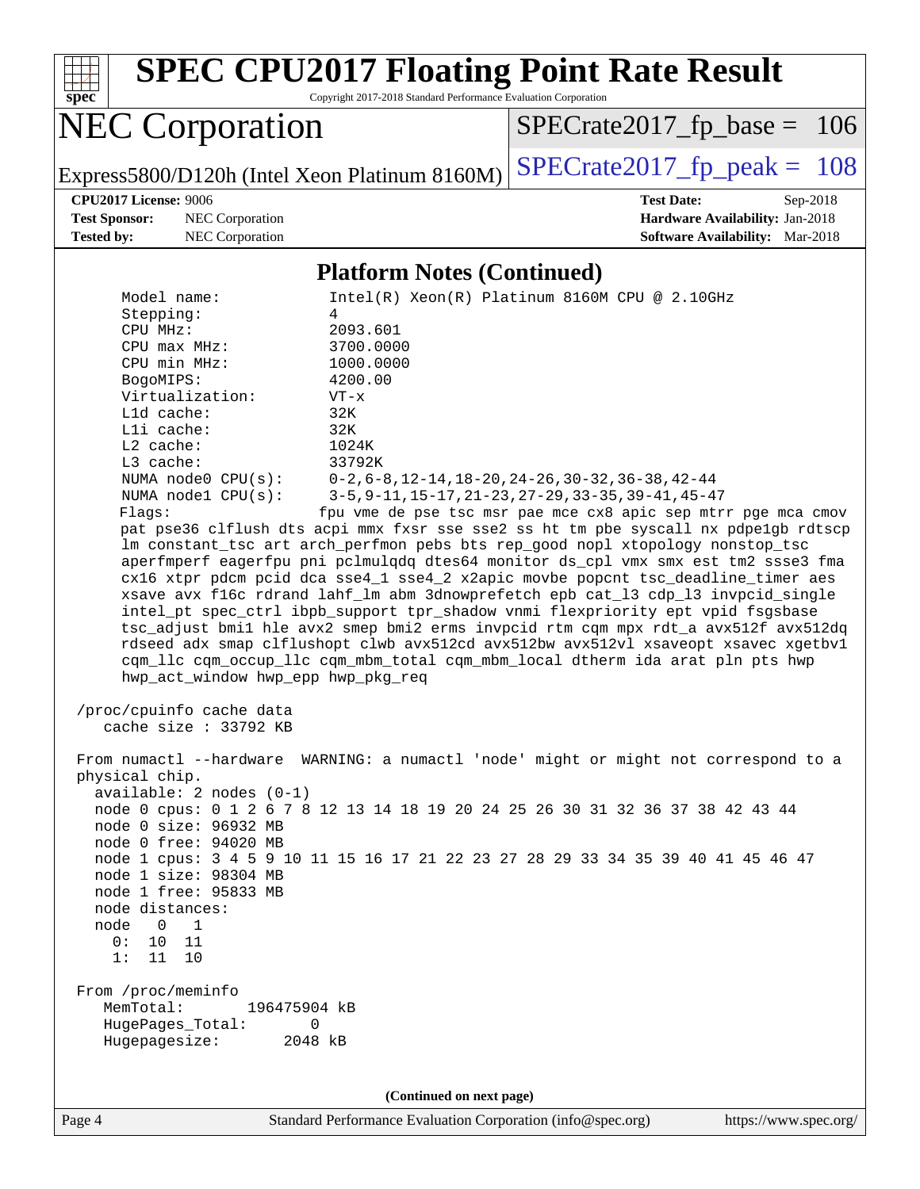# SPEC CPU2017 Floating Point Rate Result

Copyright 2017-2018 Standard Performance Evaluation Corporation

## NEC Corporation

Express5800/D120h (Intel Xeon Platinum 8160M)

SPECrate2017_fp_base = 106

SPECrate2017_fp_peak = 108

**CPU2017 License:** 9006
**Test Sponsor:** NEC Corporation
**Tested by:** NEC Corporation

**Test Date:** Sep-2018
**Hardware Availability:** Jan-2018
**Software Availability:** Mar-2018

### Platform Notes (Continued)

```
      Model name:            Intel(R) Xeon(R) Platinum 8160M CPU @ 2.10GHz
      Stepping:              4
      CPU MHz:               2093.601
      CPU max MHz:           3700.0000
      CPU min MHz:           1000.0000
      BogoMIPS:              4200.00
      Virtualization:        VT-x
      L1d cache:             32K
      L1i cache:             32K
      L2 cache:              1024K
      L3 cache:              33792K
      NUMA node0 CPU(s):     0-2,6-8,12-14,18-20,24-26,30-32,36-38,42-44
      NUMA node1 CPU(s):     3-5,9-11,15-17,21-23,27-29,33-35,39-41,45-47
      Flags:                fpu vme de pse tsc msr pae mce cx8 apic sep mtrr pge mca cmov
      pat pse36 clflush dts acpi mmx fxsr sse sse2 ss ht tm pbe syscall nx pdpe1gb rdtscp
      lm constant_tsc art arch_perfmon pebs bts rep_good nopl xtopology nonstop_tsc
      aperfmperf eagerfpu pni pclmulqdq dtes64 monitor ds_cpl vmx smx est tm2 ssse3 fma
      cx16 xtpr pdcm pcid dca sse4_1 sse4_2 x2apic movbe popcnt tsc_deadline_timer aes
      xsave avx f16c rdrand lahf_lm abm 3dnowprefetch epb cat_l3 cdp_l3 invpcid_single
      intel_pt spec_ctrl ibpb_support tpr_shadow vnmi flexpriority ept vpid fsgsbase
      tsc_adjust bmi1 hle avx2 smep bmi2 erms invpcid rtm cqm mpx rdt_a avx512f avx512dq
      rdseed adx smap clflushopt clwb avx512cd avx512bw avx512vl xsaveopt xsavec xgetbv1
      cqm_llc cqm_occup_llc cqm_mbm_total cqm_mbm_local dtherm ida arat pln pts hwp
      hwp_act_window hwp_epp hwp_pkg_req

 /proc/cpuinfo cache data
    cache size : 33792 KB

 From numactl --hardware  WARNING: a numactl 'node' might or might not correspond to a
 physical chip.
   available: 2 nodes (0-1)
   node 0 cpus: 0 1 2 6 7 8 12 13 14 18 19 20 24 25 26 30 31 32 36 37 38 42 43 44
   node 0 size: 96932 MB
   node 0 free: 94020 MB
   node 1 cpus: 3 4 5 9 10 11 15 16 17 21 22 23 27 28 29 33 34 35 39 40 41 45 46 47
   node 1 size: 98304 MB
   node 1 free: 95833 MB
   node distances:
   node   0   1
     0:  10  11
     1:  11  10

 From /proc/meminfo
    MemTotal:       196475904 kB
    HugePages_Total:       0
    Hugepagesize:       2048 kB
```

**(Continued on next page)**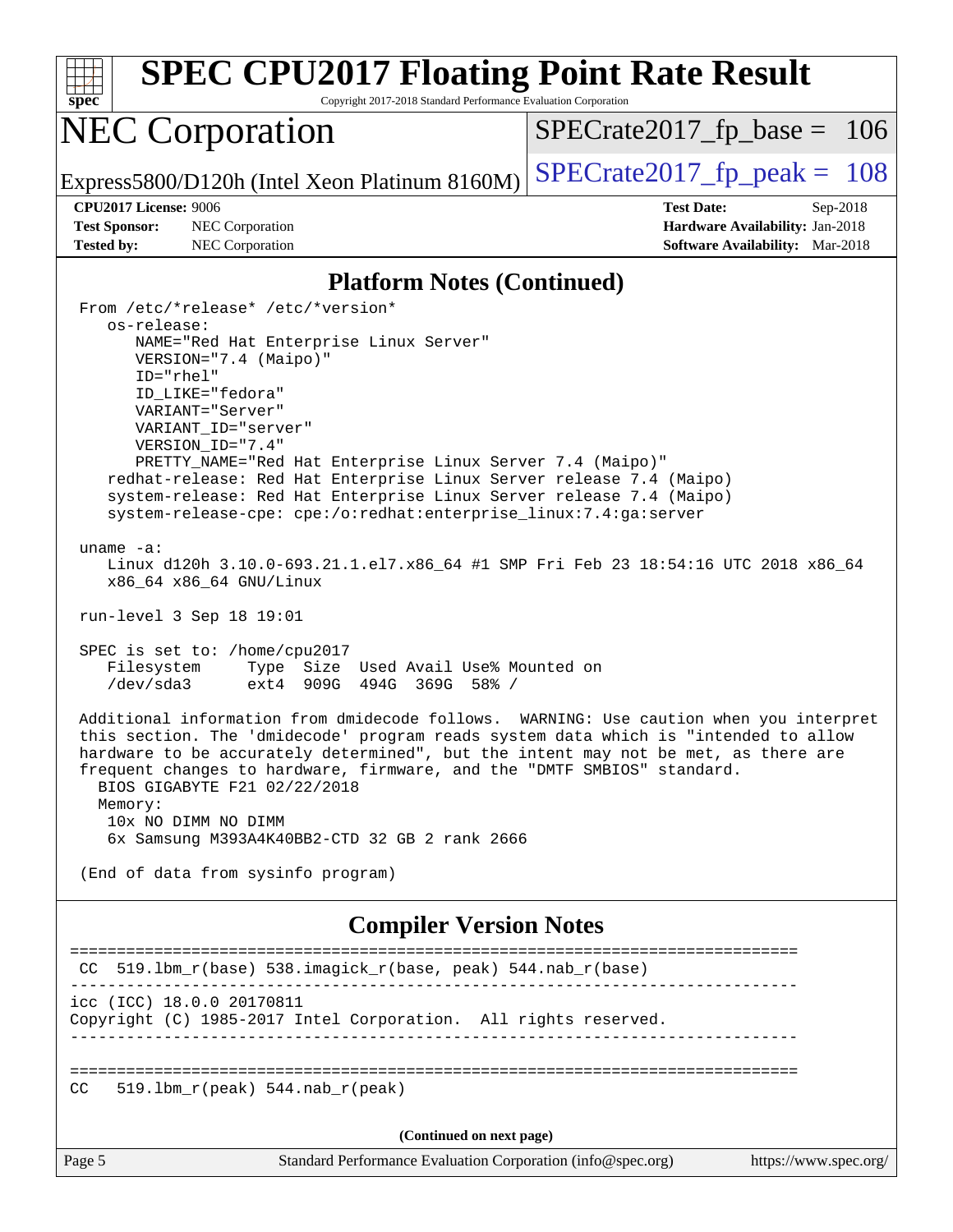# SPEC CPU2017 Floating Point Rate Result

Copyright 2017-2018 Standard Performance Evaluation Corporation

## NEC Corporation

Express5800/D120h (Intel Xeon Platinum 8160M)

SPECrate2017_fp_base = 106

SPECrate2017_fp_peak = 108

**CPU2017 License:** 9006
**Test Sponsor:** NEC Corporation
**Tested by:** NEC Corporation

**Test Date:** Sep-2018
**Hardware Availability:** Jan-2018
**Software Availability:** Mar-2018

## Platform Notes (Continued)

```
From /etc/*release* /etc/*version*
   os-release:
      NAME="Red Hat Enterprise Linux Server"
      VERSION="7.4 (Maipo)"
      ID="rhel"
      ID_LIKE="fedora"
      VARIANT="Server"
      VARIANT_ID="server"
      VERSION_ID="7.4"
      PRETTY_NAME="Red Hat Enterprise Linux Server 7.4 (Maipo)"
   redhat-release: Red Hat Enterprise Linux Server release 7.4 (Maipo)
   system-release: Red Hat Enterprise Linux Server release 7.4 (Maipo)
   system-release-cpe: cpe:/o:redhat:enterprise_linux:7.4:ga:server

uname -a:
   Linux d120h 3.10.0-693.21.1.el7.x86_64 #1 SMP Fri Feb 23 18:54:16 UTC 2018 x86_64
   x86_64 x86_64 GNU/Linux

run-level 3 Sep 18 19:01

SPEC is set to: /home/cpu2017
   Filesystem     Type  Size  Used Avail Use% Mounted on
   /dev/sda3      ext4  909G  494G  369G  58% /

Additional information from dmidecode follows.  WARNING: Use caution when you interpret
this section. The 'dmidecode' program reads system data which is "intended to allow
hardware to be accurately determined", but the intent may not be met, as there are
frequent changes to hardware, firmware, and the "DMTF SMBIOS" standard.
  BIOS GIGABYTE F21 02/22/2018
  Memory:
   10x NO DIMM NO DIMM
   6x Samsung M393A4K40BB2-CTD 32 GB 2 rank 2666

(End of data from sysinfo program)
```

## Compiler Version Notes

```
==============================================================================
 CC  519.lbm_r(base) 538.imagick_r(base, peak) 544.nab_r(base)
------------------------------------------------------------------------------
icc (ICC) 18.0.0 20170811
Copyright (C) 1985-2017 Intel Corporation.  All rights reserved.
------------------------------------------------------------------------------

==============================================================================
CC   519.lbm_r(peak) 544.nab_r(peak)
```

(Continued on next page)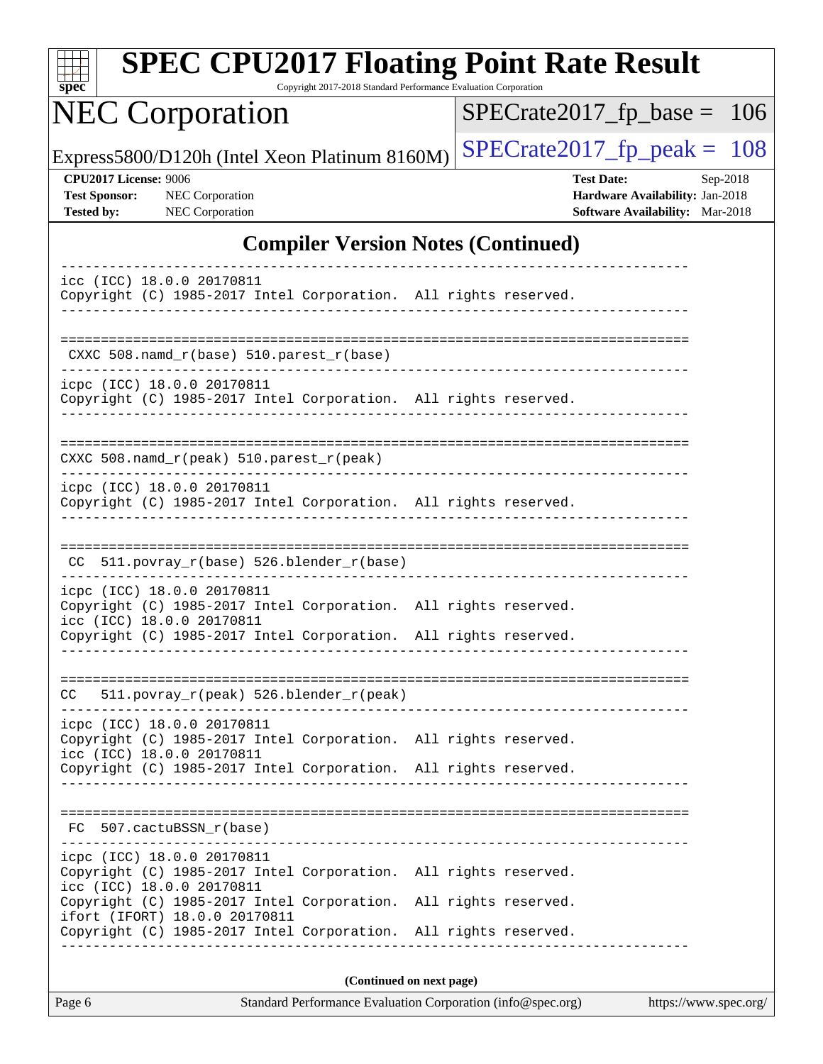## Compiler Version Notes (Continued)

```
------------------------------------------------------------------------------
icc (ICC) 18.0.0 20170811
Copyright (C) 1985-2017 Intel Corporation.  All rights reserved.
------------------------------------------------------------------------------

==============================================================================
 CXXC 508.namd_r(base) 510.parest_r(base)
------------------------------------------------------------------------------
icpc (ICC) 18.0.0 20170811
Copyright (C) 1985-2017 Intel Corporation.  All rights reserved.
------------------------------------------------------------------------------

==============================================================================
CXXC 508.namd_r(peak) 510.parest_r(peak)
------------------------------------------------------------------------------
icpc (ICC) 18.0.0 20170811
Copyright (C) 1985-2017 Intel Corporation.  All rights reserved.
------------------------------------------------------------------------------

==============================================================================
 CC  511.povray_r(base) 526.blender_r(base)
------------------------------------------------------------------------------
icpc (ICC) 18.0.0 20170811
Copyright (C) 1985-2017 Intel Corporation.  All rights reserved.
icc (ICC) 18.0.0 20170811
Copyright (C) 1985-2017 Intel Corporation.  All rights reserved.
------------------------------------------------------------------------------

==============================================================================
CC   511.povray_r(peak) 526.blender_r(peak)
------------------------------------------------------------------------------
icpc (ICC) 18.0.0 20170811
Copyright (C) 1985-2017 Intel Corporation.  All rights reserved.
icc (ICC) 18.0.0 20170811
Copyright (C) 1985-2017 Intel Corporation.  All rights reserved.
------------------------------------------------------------------------------

==============================================================================
 FC  507.cactuBSSN_r(base)
------------------------------------------------------------------------------
icpc (ICC) 18.0.0 20170811
Copyright (C) 1985-2017 Intel Corporation.  All rights reserved.
icc (ICC) 18.0.0 20170811
Copyright (C) 1985-2017 Intel Corporation.  All rights reserved.
ifort (IFORT) 18.0.0 20170811
Copyright (C) 1985-2017 Intel Corporation.  All rights reserved.
------------------------------------------------------------------------------
```

**(Continued on next page)**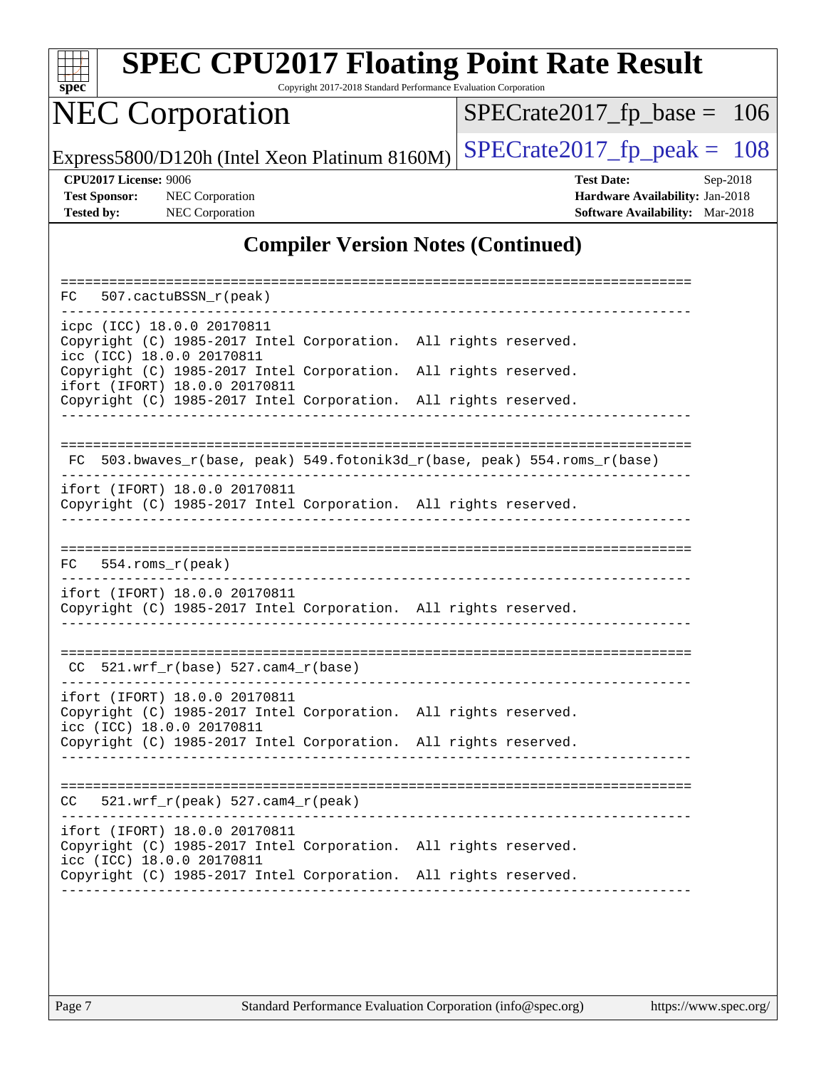## Compiler Version Notes (Continued)

```
==============================================================================
FC  507.cactuBSSN_r(peak)
------------------------------------------------------------------------------
icpc (ICC) 18.0.0 20170811
Copyright (C) 1985-2017 Intel Corporation.  All rights reserved.
icc (ICC) 18.0.0 20170811
Copyright (C) 1985-2017 Intel Corporation.  All rights reserved.
ifort (IFORT) 18.0.0 20170811
Copyright (C) 1985-2017 Intel Corporation.  All rights reserved.
------------------------------------------------------------------------------

==============================================================================
 FC  503.bwaves_r(base, peak) 549.fotonik3d_r(base, peak) 554.roms_r(base)
------------------------------------------------------------------------------
ifort (IFORT) 18.0.0 20170811
Copyright (C) 1985-2017 Intel Corporation.  All rights reserved.
------------------------------------------------------------------------------

==============================================================================
FC  554.roms_r(peak)
------------------------------------------------------------------------------
ifort (IFORT) 18.0.0 20170811
Copyright (C) 1985-2017 Intel Corporation.  All rights reserved.
------------------------------------------------------------------------------

==============================================================================
 CC  521.wrf_r(base) 527.cam4_r(base)
------------------------------------------------------------------------------
ifort (IFORT) 18.0.0 20170811
Copyright (C) 1985-2017 Intel Corporation.  All rights reserved.
icc (ICC) 18.0.0 20170811
Copyright (C) 1985-2017 Intel Corporation.  All rights reserved.
------------------------------------------------------------------------------

==============================================================================
CC  521.wrf_r(peak) 527.cam4_r(peak)
------------------------------------------------------------------------------
ifort (IFORT) 18.0.0 20170811
Copyright (C) 1985-2017 Intel Corporation.  All rights reserved.
icc (ICC) 18.0.0 20170811
Copyright (C) 1985-2017 Intel Corporation.  All rights reserved.
------------------------------------------------------------------------------
```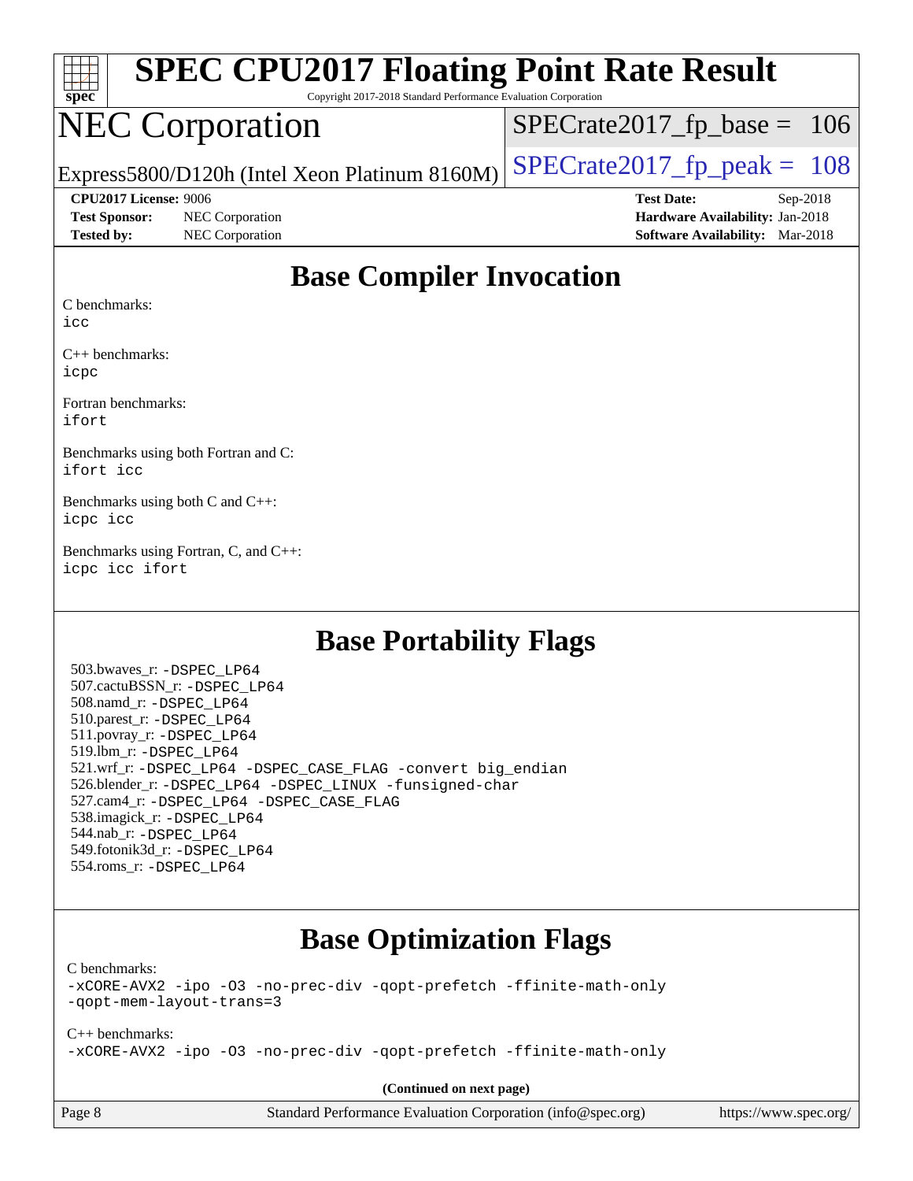## Base Compiler Invocation

C benchmarks:
icc

C++ benchmarks:
icpc

Fortran benchmarks:
ifort

Benchmarks using both Fortran and C:
ifort icc

Benchmarks using both C and C++:
icpc icc

Benchmarks using Fortran, C, and C++:
icpc icc ifort

## Base Portability Flags

503.bwaves_r: -DSPEC_LP64
507.cactuBSSN_r: -DSPEC_LP64
508.namd_r: -DSPEC_LP64
510.parest_r: -DSPEC_LP64
511.povray_r: -DSPEC_LP64
519.lbm_r: -DSPEC_LP64
521.wrf_r: -DSPEC_LP64 -DSPEC_CASE_FLAG -convert big_endian
526.blender_r: -DSPEC_LP64 -DSPEC_LINUX -funsigned-char
527.cam4_r: -DSPEC_LP64 -DSPEC_CASE_FLAG
538.imagick_r: -DSPEC_LP64
544.nab_r: -DSPEC_LP64
549.fotonik3d_r: -DSPEC_LP64
554.roms_r: -DSPEC_LP64

## Base Optimization Flags

C benchmarks:
-xCORE-AVX2 -ipo -O3 -no-prec-div -qopt-prefetch -ffinite-math-only
-qopt-mem-layout-trans=3

C++ benchmarks:
-xCORE-AVX2 -ipo -O3 -no-prec-div -qopt-prefetch -ffinite-math-only

**(Continued on next page)**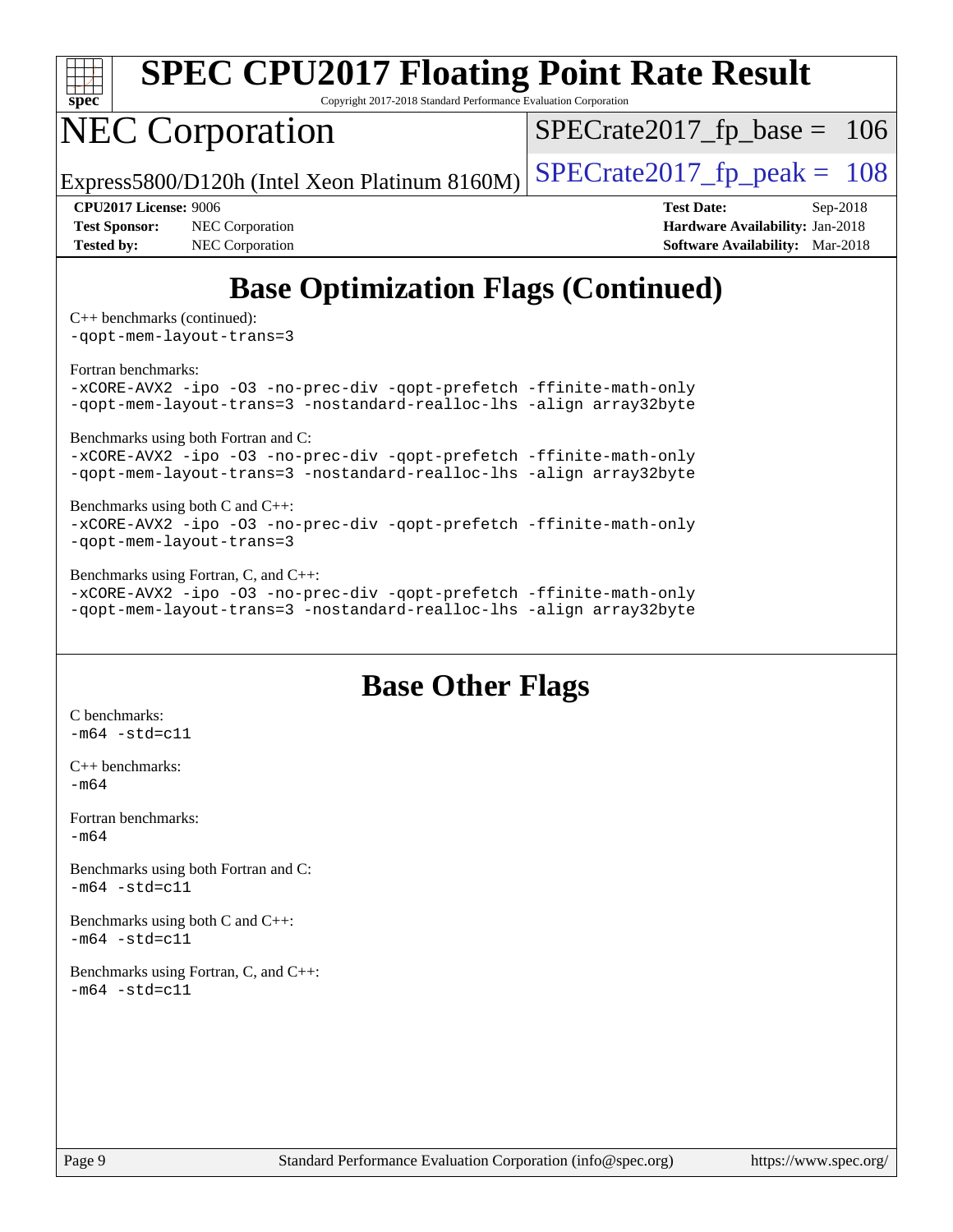# Base Optimization Flags (Continued)

C++ benchmarks (continued):
-qopt-mem-layout-trans=3

Fortran benchmarks:
-xCORE-AVX2 -ipo -O3 -no-prec-div -qopt-prefetch -ffinite-math-only
-qopt-mem-layout-trans=3 -nostandard-realloc-lhs -align array32byte

Benchmarks using both Fortran and C:
-xCORE-AVX2 -ipo -O3 -no-prec-div -qopt-prefetch -ffinite-math-only
-qopt-mem-layout-trans=3 -nostandard-realloc-lhs -align array32byte

Benchmarks using both C and C++:
-xCORE-AVX2 -ipo -O3 -no-prec-div -qopt-prefetch -ffinite-math-only
-qopt-mem-layout-trans=3

Benchmarks using Fortran, C, and C++:
-xCORE-AVX2 -ipo -O3 -no-prec-div -qopt-prefetch -ffinite-math-only
-qopt-mem-layout-trans=3 -nostandard-realloc-lhs -align array32byte

# Base Other Flags

C benchmarks:
-m64 -std=c11

C++ benchmarks:
-m64

Fortran benchmarks:
-m64

Benchmarks using both Fortran and C:
-m64 -std=c11

Benchmarks using both C and C++:
-m64 -std=c11

Benchmarks using Fortran, C, and C++:
-m64 -std=c11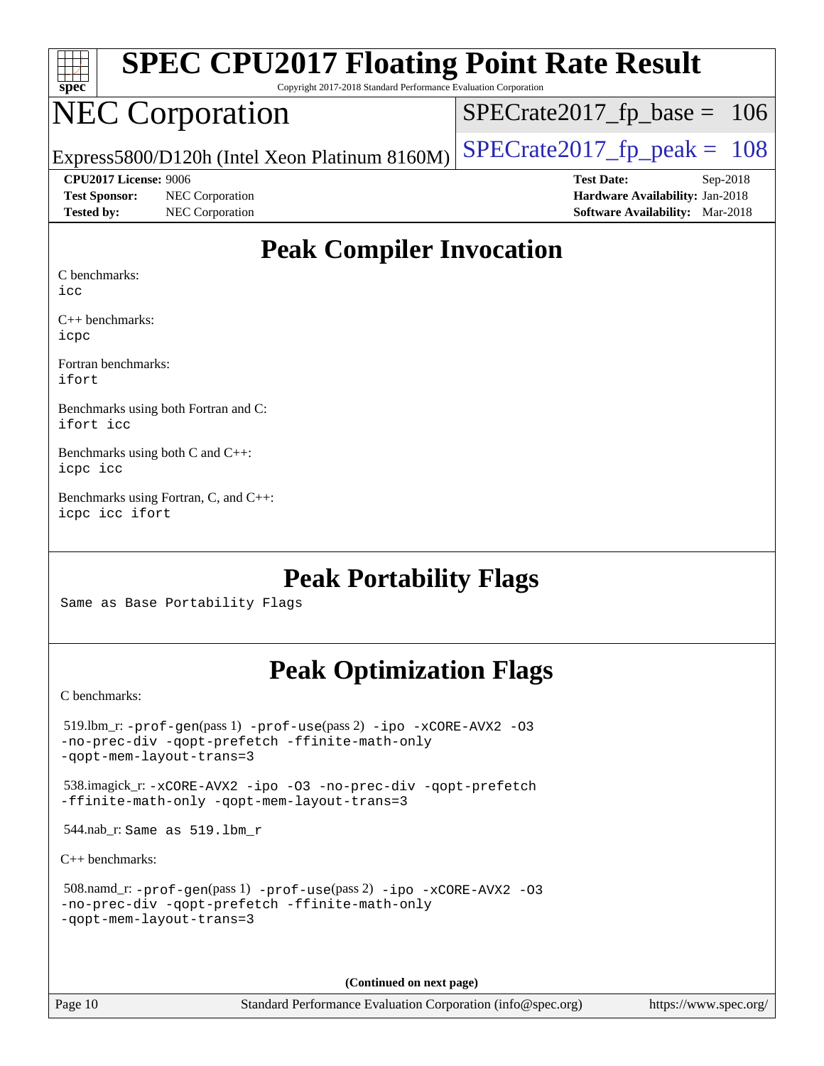# SPEC CPU2017 Floating Point Rate Result

Copyright 2017-2018 Standard Performance Evaluation Corporation

# NEC Corporation

Express5800/D120h (Intel Xeon Platinum 8160M)

SPECrate2017_fp_base = 106

SPECrate2017_fp_peak = 108

**CPU2017 License:** 9006
**Test Sponsor:** NEC Corporation
**Tested by:** NEC Corporation

**Test Date:** Sep-2018
**Hardware Availability:** Jan-2018
**Software Availability:** Mar-2018

## Peak Compiler Invocation

C benchmarks:
`icc`

C++ benchmarks:
`icpc`

Fortran benchmarks:
`ifort`

Benchmarks using both Fortran and C:
`ifort icc`

Benchmarks using both C and C++:
`icpc icc`

Benchmarks using Fortran, C, and C++:
`icpc icc ifort`

## Peak Portability Flags

Same as Base Portability Flags

## Peak Optimization Flags

C benchmarks:

519.lbm_r: `-prof-gen`(pass 1) `-prof-use`(pass 2) `-ipo -xCORE-AVX2 -O3 -no-prec-div -qopt-prefetch -ffinite-math-only -qopt-mem-layout-trans=3`

538.imagick_r: `-xCORE-AVX2 -ipo -O3 -no-prec-div -qopt-prefetch -ffinite-math-only -qopt-mem-layout-trans=3`

544.nab_r: Same as 519.lbm_r

C++ benchmarks:

508.namd_r: `-prof-gen`(pass 1) `-prof-use`(pass 2) `-ipo -xCORE-AVX2 -O3 -no-prec-div -qopt-prefetch -ffinite-math-only -qopt-mem-layout-trans=3`

**(Continued on next page)**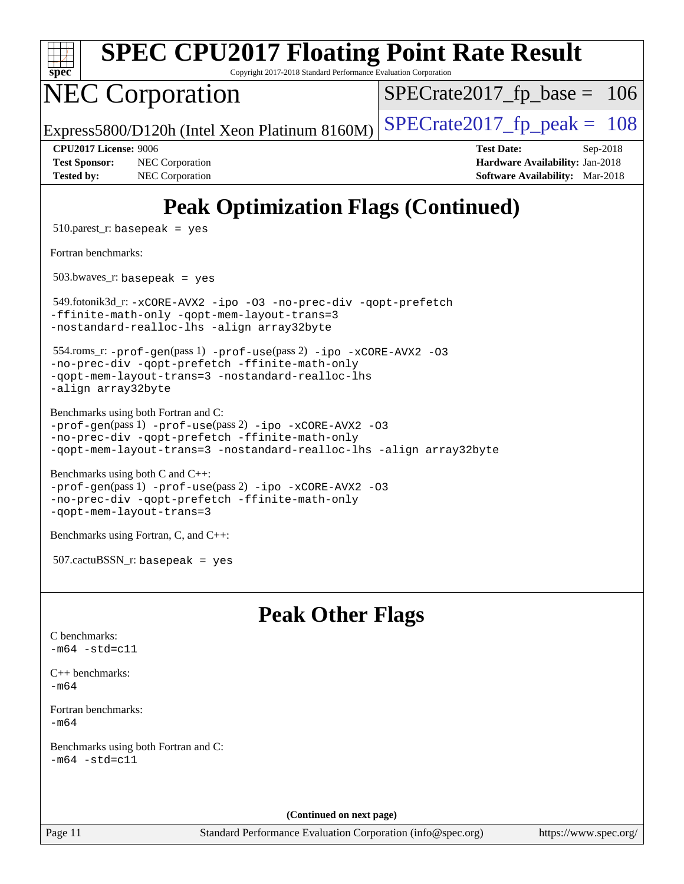# Peak Optimization Flags (Continued)

510.parest_r: basepeak = yes

Fortran benchmarks:

503.bwaves_r: basepeak = yes

549.fotonik3d_r: -xCORE-AVX2 -ipo -O3 -no-prec-div -qopt-prefetch -ffinite-math-only -qopt-mem-layout-trans=3 -nostandard-realloc-lhs -align array32byte

554.roms_r: -prof-gen(pass 1) -prof-use(pass 2) -ipo -xCORE-AVX2 -O3 -no-prec-div -qopt-prefetch -ffinite-math-only -qopt-mem-layout-trans=3 -nostandard-realloc-lhs -align array32byte

Benchmarks using both Fortran and C:
-prof-gen(pass 1) -prof-use(pass 2) -ipo -xCORE-AVX2 -O3 -no-prec-div -qopt-prefetch -ffinite-math-only -qopt-mem-layout-trans=3 -nostandard-realloc-lhs -align array32byte

Benchmarks using both C and C++:
-prof-gen(pass 1) -prof-use(pass 2) -ipo -xCORE-AVX2 -O3 -no-prec-div -qopt-prefetch -ffinite-math-only -qopt-mem-layout-trans=3

Benchmarks using Fortran, C, and C++:

507.cactuBSSN_r: basepeak = yes

# Peak Other Flags

C benchmarks:
-m64 -std=c11

C++ benchmarks:
-m64

Fortran benchmarks:
-m64

Benchmarks using both Fortran and C:
-m64 -std=c11

(Continued on next page)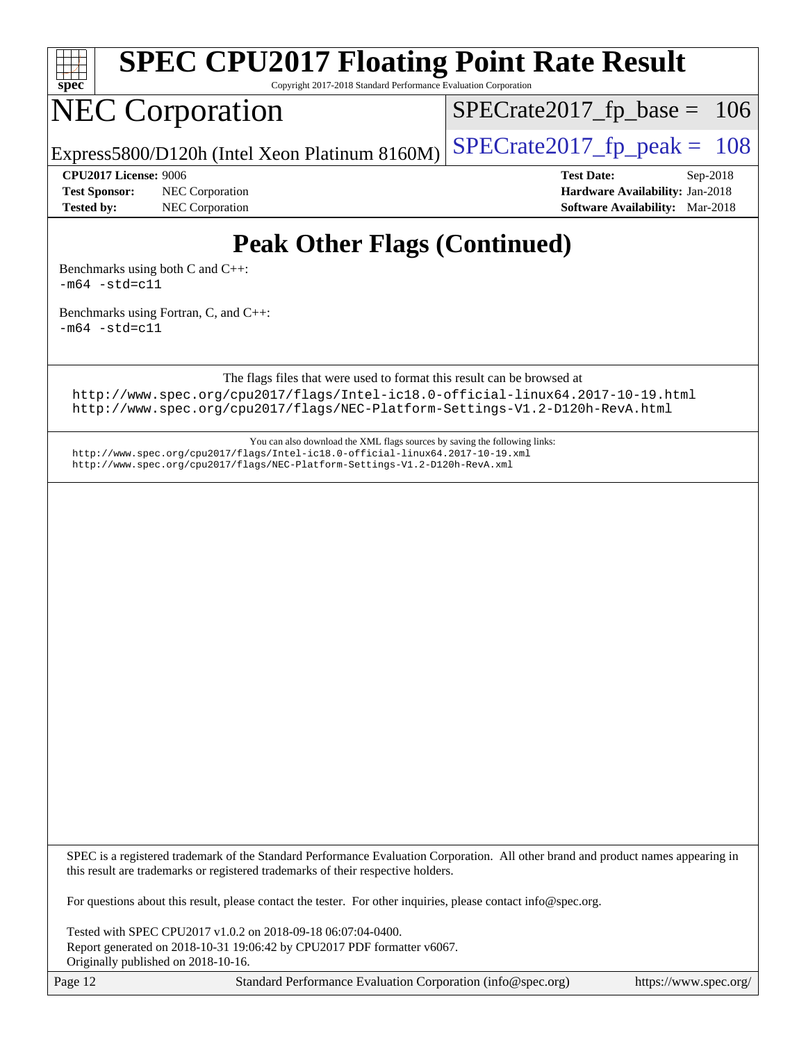# Peak Other Flags (Continued)

Benchmarks using both C and C++:
-m64 -std=c11

Benchmarks using Fortran, C, and C++:
-m64 -std=c11

The flags files that were used to format this result can be browsed at
http://www.spec.org/cpu2017/flags/Intel-ic18.0-official-linux64.2017-10-19.html
http://www.spec.org/cpu2017/flags/NEC-Platform-Settings-V1.2-D120h-RevA.html

You can also download the XML flags sources by saving the following links:
http://www.spec.org/cpu2017/flags/Intel-ic18.0-official-linux64.2017-10-19.xml
http://www.spec.org/cpu2017/flags/NEC-Platform-Settings-V1.2-D120h-RevA.xml

SPEC is a registered trademark of the Standard Performance Evaluation Corporation. All other brand and product names appearing in this result are trademarks or registered trademarks of their respective holders.

For questions about this result, please contact the tester. For other inquiries, please contact info@spec.org.

Tested with SPEC CPU2017 v1.0.2 on 2018-09-18 06:07:04-0400.
Report generated on 2018-10-31 19:06:42 by CPU2017 PDF formatter v6067.
Originally published on 2018-10-16.